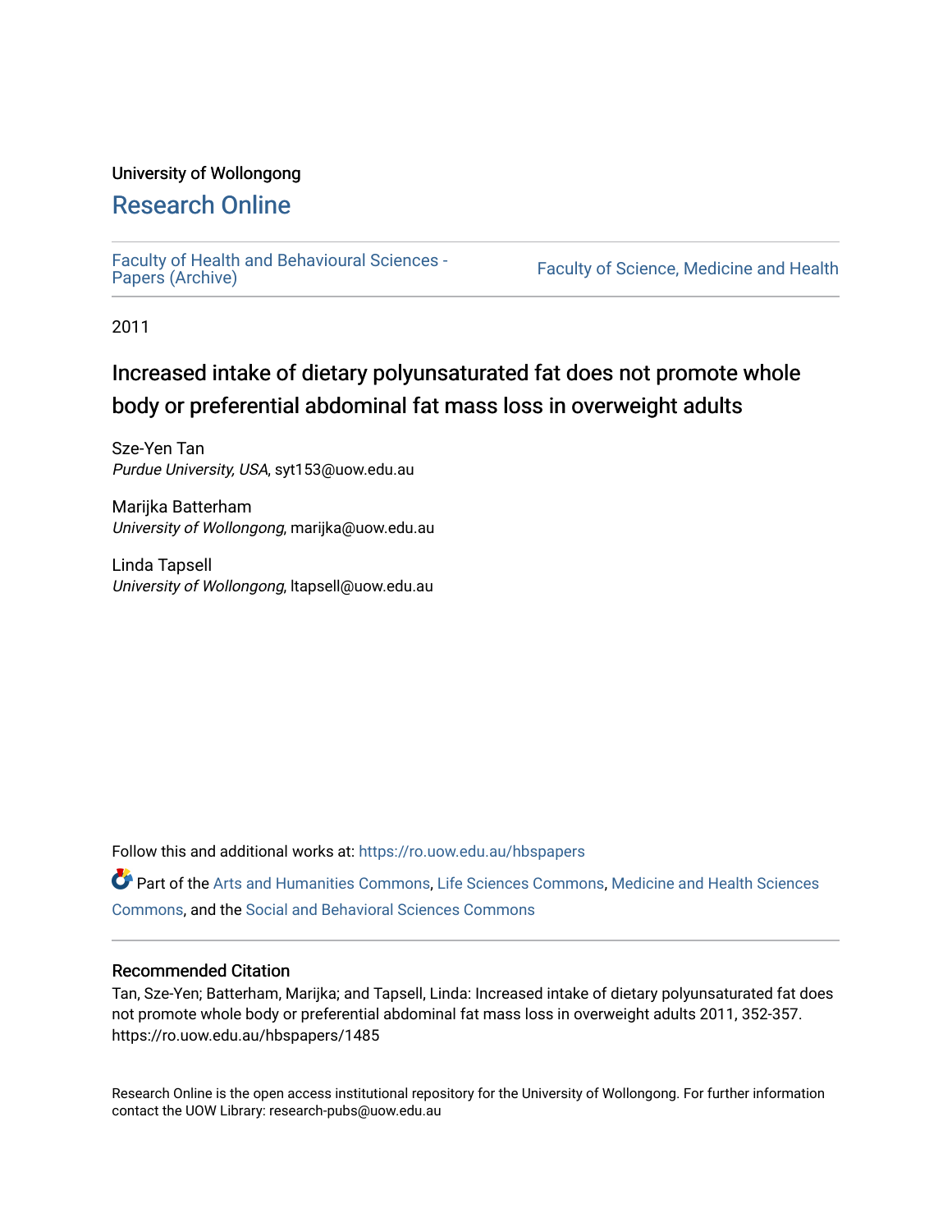University of Wollongong

# Research Online

Faculty of Health and Behavioural Sciences - Papers (Archive) | Faculty of Science, Medicine and Health

2011

# Increased intake of dietary polyunsaturated fat does not promote whole body or preferential abdominal fat mass loss in overweight adults

Sze-Yen Tan
*Purdue University, USA*, syt153@uow.edu.au

Marijka Batterham
*University of Wollongong*, marijka@uow.edu.au

Linda Tapsell
*University of Wollongong*, ltapsell@uow.edu.au

Follow this and additional works at: https://ro.uow.edu.au/hbspapers

Part of the Arts and Humanities Commons, Life Sciences Commons, Medicine and Health Sciences Commons, and the Social and Behavioral Sciences Commons

## Recommended Citation

Tan, Sze-Yen; Batterham, Marijka; and Tapsell, Linda: Increased intake of dietary polyunsaturated fat does not promote whole body or preferential abdominal fat mass loss in overweight adults 2011, 352-357.
https://ro.uow.edu.au/hbspapers/1485

Research Online is the open access institutional repository for the University of Wollongong. For further information contact the UOW Library: research-pubs@uow.edu.au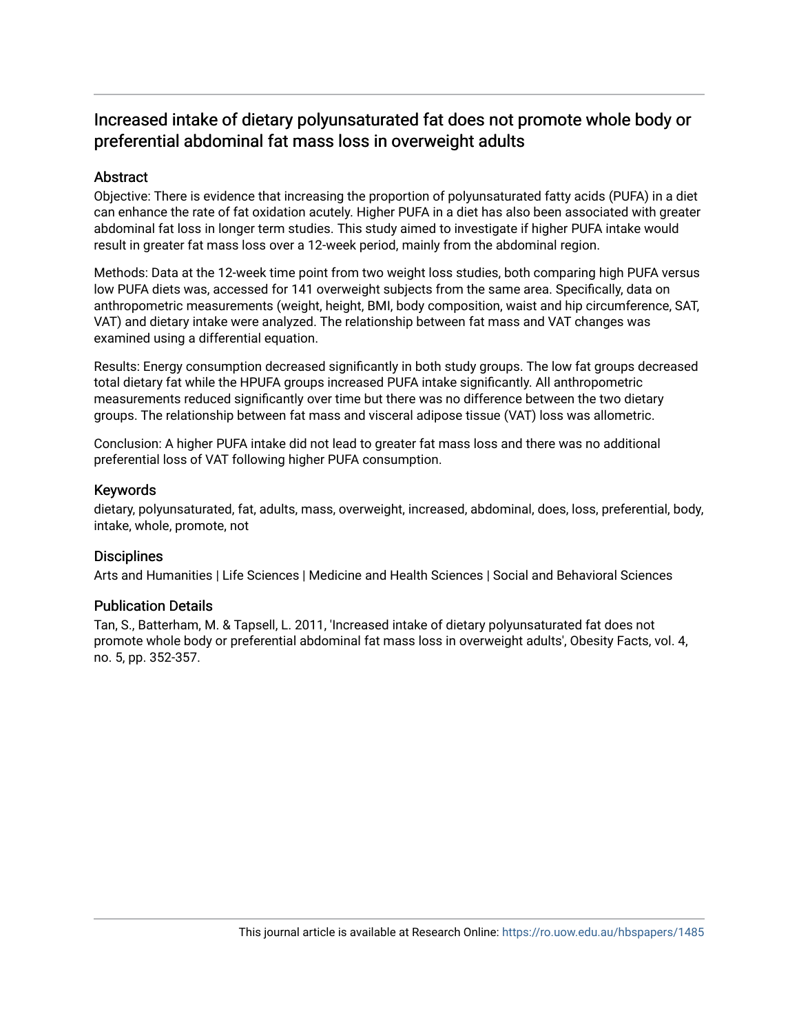## Increased intake of dietary polyunsaturated fat does not promote whole body or preferential abdominal fat mass loss in overweight adults

### Abstract

Objective: There is evidence that increasing the proportion of polyunsaturated fatty acids (PUFA) in a diet can enhance the rate of fat oxidation acutely. Higher PUFA in a diet has also been associated with greater abdominal fat loss in longer term studies. This study aimed to investigate if higher PUFA intake would result in greater fat mass loss over a 12-week period, mainly from the abdominal region.

Methods: Data at the 12-week time point from two weight loss studies, both comparing high PUFA versus low PUFA diets was, accessed for 141 overweight subjects from the same area. Specifically, data on anthropometric measurements (weight, height, BMI, body composition, waist and hip circumference, SAT, VAT) and dietary intake were analyzed. The relationship between fat mass and VAT changes was examined using a differential equation.

Results: Energy consumption decreased significantly in both study groups. The low fat groups decreased total dietary fat while the HPUFA groups increased PUFA intake significantly. All anthropometric measurements reduced significantly over time but there was no difference between the two dietary groups. The relationship between fat mass and visceral adipose tissue (VAT) loss was allometric.

Conclusion: A higher PUFA intake did not lead to greater fat mass loss and there was no additional preferential loss of VAT following higher PUFA consumption.

### Keywords

dietary, polyunsaturated, fat, adults, mass, overweight, increased, abdominal, does, loss, preferential, body, intake, whole, promote, not

### Disciplines

Arts and Humanities | Life Sciences | Medicine and Health Sciences | Social and Behavioral Sciences

### Publication Details

Tan, S., Batterham, M. & Tapsell, L. 2011, 'Increased intake of dietary polyunsaturated fat does not promote whole body or preferential abdominal fat mass loss in overweight adults', Obesity Facts, vol. 4, no. 5, pp. 352-357.

This journal article is available at Research Online: https://ro.uow.edu.au/hbspapers/1485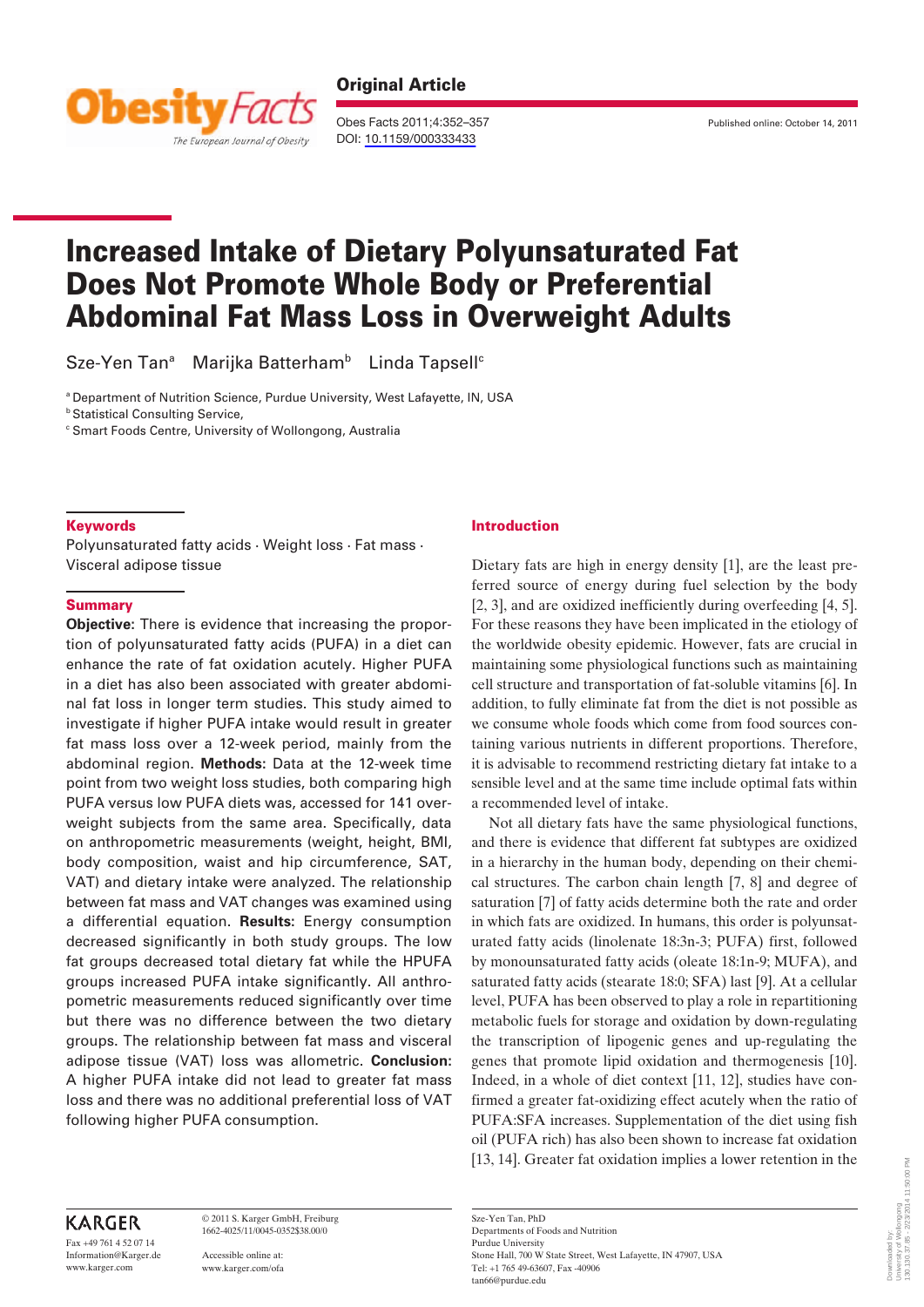Original Article

# Increased Intake of Dietary Polyunsaturated Fat Does Not Promote Whole Body or Preferential Abdominal Fat Mass Loss in Overweight Adults

Sze-Yen Tan[a] Marijka Batterham[b] Linda Tapsell[c]

[a] Department of Nutrition Science, Purdue University, West Lafayette, IN, USA
[b] Statistical Consulting Service,
[c] Smart Foods Centre, University of Wollongong, Australia

## Keywords

Polyunsaturated fatty acids · Weight loss · Fat mass · Visceral adipose tissue

## Summary

**Objective:** There is evidence that increasing the proportion of polyunsaturated fatty acids (PUFA) in a diet can enhance the rate of fat oxidation acutely. Higher PUFA in a diet has also been associated with greater abdominal fat loss in longer term studies. This study aimed to investigate if higher PUFA intake would result in greater fat mass loss over a 12-week period, mainly from the abdominal region. **Methods:** Data at the 12-week time point from two weight loss studies, both comparing high PUFA versus low PUFA diets was, accessed for 141 overweight subjects from the same area. Specifically, data on anthropometric measurements (weight, height, BMI, body composition, waist and hip circumference, SAT, VAT) and dietary intake were analyzed. The relationship between fat mass and VAT changes was examined using a differential equation. **Results:** Energy consumption decreased significantly in both study groups. The low fat groups decreased total dietary fat while the HPUFA groups increased PUFA intake significantly. All anthropometric measurements reduced significantly over time but there was no difference between the two dietary groups. The relationship between fat mass and visceral adipose tissue (VAT) loss was allometric. **Conclusion:** A higher PUFA intake did not lead to greater fat mass loss and there was no additional preferential loss of VAT following higher PUFA consumption.

## Introduction

Dietary fats are high in energy density [1], are the least preferred source of energy during fuel selection by the body [2, 3], and are oxidized inefficiently during overfeeding [4, 5]. For these reasons they have been implicated in the etiology of the worldwide obesity epidemic. However, fats are crucial in maintaining some physiological functions such as maintaining cell structure and transportation of fat-soluble vitamins [6]. In addition, to fully eliminate fat from the diet is not possible as we consume whole foods which come from food sources containing various nutrients in different proportions. Therefore, it is advisable to recommend restricting dietary fat intake to a sensible level and at the same time include optimal fats within a recommended level of intake.

Not all dietary fats have the same physiological functions, and there is evidence that different fat subtypes are oxidized in a hierarchy in the human body, depending on their chemical structures. The carbon chain length [7, 8] and degree of saturation [7] of fatty acids determine both the rate and order in which fats are oxidized. In humans, this order is polyunsaturated fatty acids (linolenate 18:3n-3; PUFA) first, followed by monounsaturated fatty acids (oleate 18:1n-9; MUFA), and saturated fatty acids (stearate 18:0; SFA) last [9]. At a cellular level, PUFA has been observed to play a role in repartitioning metabolic fuels for storage and oxidation by down-regulating the transcription of lipogenic genes and up-regulating the genes that promote lipid oxidation and thermogenesis [10]. Indeed, in a whole of diet context [11, 12], studies have confirmed a greater fat-oxidizing effect acutely when the ratio of PUFA:SFA increases. Supplementation of the diet using fish oil (PUFA rich) has also been shown to increase fat oxidation [13, 14]. Greater fat oxidation implies a lower retention in the

KARGER
Fax +49 761 4 52 07 14
Information@Karger.de
www.karger.com

© 2011 S. Karger GmbH, Freiburg
1662-4025/11/0045-0352$38.00/0

Accessible online at:
www.karger.com/ofa

Sze-Yen Tan, PhD
Departments of Foods and Nutrition
Purdue University
Stone Hall, 700 W State Street, West Lafayette, IN 47907, USA
Tel: +1 765 49-63607, Fax -40906
tan66@purdue.edu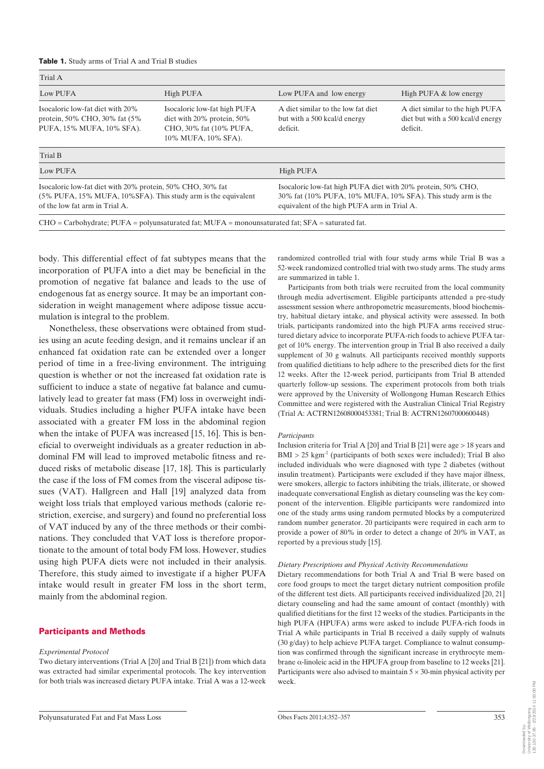**Table 1.** Study arms of Trial A and Trial B studies

| Trial A | | | |
|---|---|---|---|
| Low PUFA | High PUFA | Low PUFA and low energy | High PUFA & low energy |
| Isocaloric low-fat diet with 20% protein, 50% CHO, 30% fat (5% PUFA, 15% MUFA, 10% SFA). | Isocaloric low-fat high PUFA diet with 20% protein, 50% CHO, 30% fat (10% PUFA, 10% MUFA, 10% SFA). | A diet similar to the low fat diet but with a 500 kcal/d energy deficit. | A diet similar to the high PUFA diet but with a 500 kcal/d energy deficit. |
| **Trial B** | | | |
| Low PUFA | | High PUFA | |
| Isocaloric low-fat diet with 20% protein, 50% CHO, 30% fat (5% PUFA, 15% MUFA, 10%SFA). This study arm is the equivalent of the low fat arm in Trial A. | | Isocaloric low-fat high PUFA diet with 20% protein, 50% CHO, 30% fat (10% PUFA, 10% MUFA, 10% SFA). This study arm is the equivalent of the high PUFA arm in Trial A. | |

CHO = Carbohydrate; PUFA = polyunsaturated fat; MUFA = monounsaturated fat; SFA = saturated fat.

body. This differential effect of fat subtypes means that the incorporation of PUFA into a diet may be beneficial in the promotion of negative fat balance and leads to the use of endogenous fat as energy source. It may be an important consideration in weight management where adipose tissue accumulation is integral to the problem.

Nonetheless, these observations were obtained from studies using an acute feeding design, and it remains unclear if an enhanced fat oxidation rate can be extended over a longer period of time in a free-living environment. The intriguing question is whether or not the increased fat oxidation rate is sufficient to induce a state of negative fat balance and cumulatively lead to greater fat mass (FM) loss in overweight individuals. Studies including a higher PUFA intake have been associated with a greater FM loss in the abdominal region when the intake of PUFA was increased [15, 16]. This is beneficial to overweight individuals as a greater reduction in abdominal FM will lead to improved metabolic fitness and reduced risks of metabolic disease [17, 18]. This is particularly the case if the loss of FM comes from the visceral adipose tissues (VAT). Hallgreen and Hall [19] analyzed data from weight loss trials that employed various methods (calorie restriction, exercise, and surgery) and found no preferential loss of VAT induced by any of the three methods or their combinations. They concluded that VAT loss is therefore proportionate to the amount of total body FM loss. However, studies using high PUFA diets were not included in their analysis. Therefore, this study aimed to investigate if a higher PUFA intake would result in greater FM loss in the short term, mainly from the abdominal region.

## Participants and Methods

*Experimental Protocol*

Two dietary interventions (Trial A [20] and Trial B [21]) from which data was extracted had similar experimental protocols. The key intervention for both trials was increased dietary PUFA intake. Trial A was a 12-week randomized controlled trial with four study arms while Trial B was a 52-week randomized controlled trial with two study arms. The study arms are summarized in table 1.

Participants from both trials were recruited from the local community through media advertisement. Eligible participants attended a pre-study assessment session where anthropometric measurements, blood biochemistry, habitual dietary intake, and physical activity were assessed. In both trials, participants randomized into the high PUFA arms received structured dietary advice to incorporate PUFA-rich foods to achieve PUFA target of 10% energy. The intervention group in Trial B also received a daily supplement of 30 g walnuts. All participants received monthly supports from qualified dietitians to help adhere to the prescribed diets for the first 12 weeks. After the 12-week period, participants from Trial B attended quarterly follow-up sessions. The experiment protocols from both trials were approved by the University of Wollongong Human Research Ethics Committee and were registered with the Australian Clinical Trial Registry (Trial A: ACTRN12608000453381; Trial B: ACTRN12607000600448)

*Participants*

Inclusion criteria for Trial A [20] and Trial B [21] were age > 18 years and BMI > 25 $kgm^{-2}$ (participants of both sexes were included); Trial B also included individuals who were diagnosed with type 2 diabetes (without insulin treatment). Participants were excluded if they have major illness, were smokers, allergic to factors inhibiting the trials, illiterate, or showed inadequate conversational English as dietary counseling was the key component of the intervention. Eligible participants were randomized into one of the study arms using random permuted blocks by a computerized random number generator. 20 participants were required in each arm to provide a power of 80% in order to detect a change of 20% in VAT, as reported by a previous study [15].

*Dietary Prescriptions and Physical Activity Recommendations*

Dietary recommendations for both Trial A and Trial B were based on core food groups to meet the target dietary nutrient composition profile of the different test diets. All participants received individualized [20, 21] dietary counseling and had the same amount of contact (monthly) with qualified dietitians for the first 12 weeks of the studies. Participants in the high PUFA (HPUFA) arms were asked to include PUFA-rich foods in Trial A while participants in Trial B received a daily supply of walnuts (30 g/day) to help achieve PUFA target. Compliance to walnut consumption was confirmed through the significant increase in erythrocyte membrane α-linoleic acid in the HPUFA group from baseline to 12 weeks [21]. Participants were also advised to maintain 5 × 30-min physical activity per week.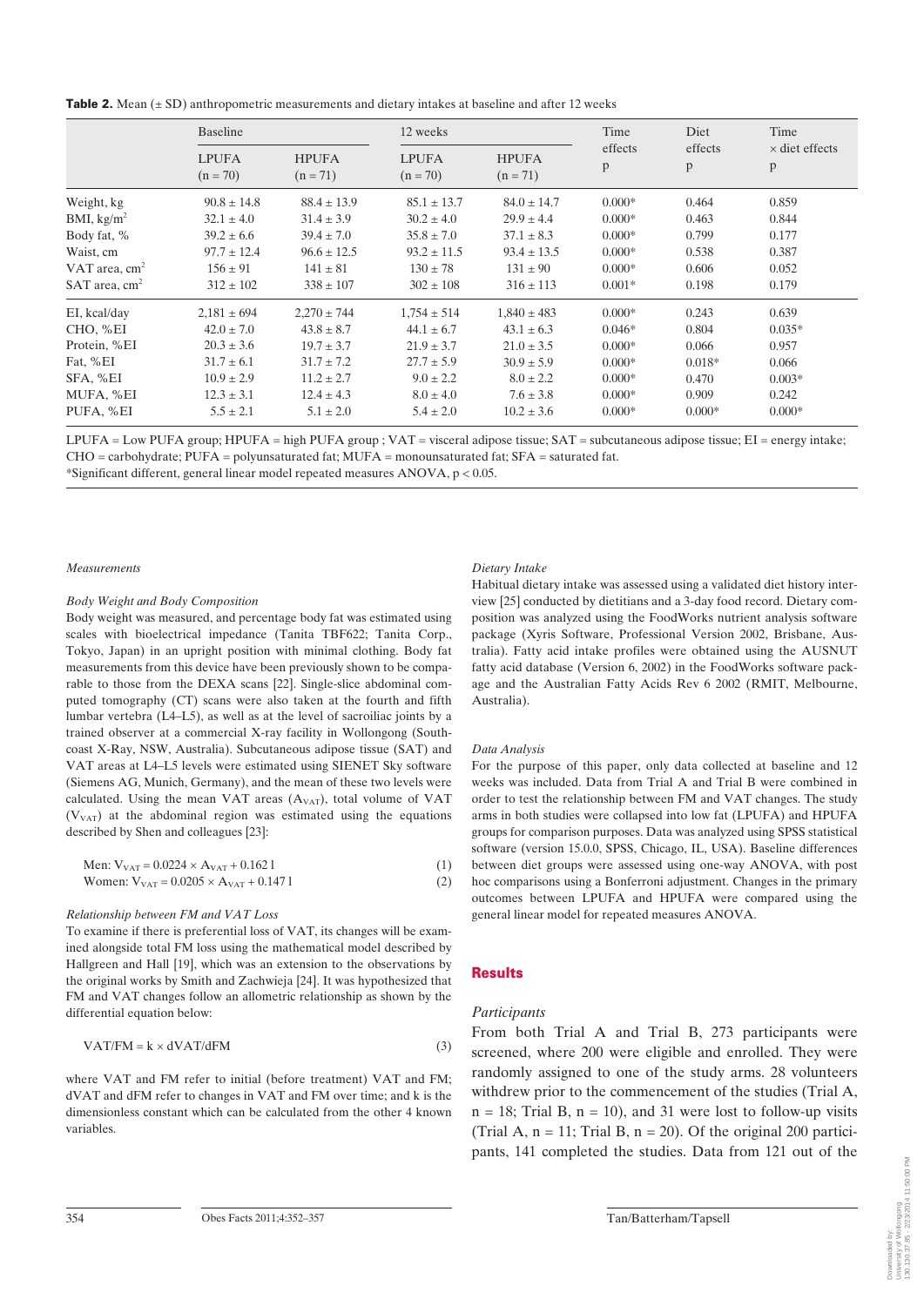**Table 2.** Mean (± SD) anthropometric measurements and dietary intakes at baseline and after 12 weeks

| | Baseline | | 12 weeks | | Time effects | Diet effects | Time × diet effects |
|---|---|---|---|---|---|---|---|
| | LPUFA (n = 70) | HPUFA (n = 71) | LPUFA (n = 70) | HPUFA (n = 71) | p | p | p |
| Weight, kg | 90.8 ± 14.8 | 88.4 ± 13.9 | 85.1 ± 13.7 | 84.0 ± 14.7 | 0.000* | 0.464 | 0.859 |
| BMI, kg/m$^2$ | 32.1 ± 4.0 | 31.4 ± 3.9 | 30.2 ± 4.0 | 29.9 ± 4.4 | 0.000* | 0.463 | 0.844 |
| Body fat, % | 39.2 ± 6.6 | 39.4 ± 7.0 | 35.8 ± 7.0 | 37.1 ± 8.3 | 0.000* | 0.799 | 0.177 |
| Waist, cm | 97.7 ± 12.4 | 96.6 ± 12.5 | 93.2 ± 11.5 | 93.4 ± 13.5 | 0.000* | 0.538 | 0.387 |
| VAT area, cm$^2$ | 156 ± 91 | 141 ± 81 | 130 ± 78 | 131 ± 90 | 0.000* | 0.606 | 0.052 |
| SAT area, cm$^2$ | 312 ± 102 | 338 ± 107 | 302 ± 108 | 316 ± 113 | 0.001* | 0.198 | 0.179 |
| EI, kcal/day | 2,181 ± 694 | 2,270 ± 744 | 1,754 ± 514 | 1,840 ± 483 | 0.000* | 0.243 | 0.639 |
| CHO, %EI | 42.0 ± 7.0 | 43.8 ± 8.7 | 44.1 ± 6.7 | 43.1 ± 6.3 | 0.046* | 0.804 | 0.035* |
| Protein, %EI | 20.3 ± 3.6 | 19.7 ± 3.7 | 21.9 ± 3.7 | 21.0 ± 3.5 | 0.000* | 0.066 | 0.957 |
| Fat, %EI | 31.7 ± 6.1 | 31.7 ± 7.2 | 27.7 ± 5.9 | 30.9 ± 5.9 | 0.000* | 0.018* | 0.066 |
| SFA, %EI | 10.9 ± 2.9 | 11.2 ± 2.7 | 9.0 ± 2.2 | 8.0 ± 2.2 | 0.000* | 0.470 | 0.003* |
| MUFA, %EI | 12.3 ± 3.1 | 12.4 ± 4.3 | 8.0 ± 4.0 | 7.6 ± 3.8 | 0.000* | 0.909 | 0.242 |
| PUFA, %EI | 5.5 ± 2.1 | 5.1 ± 2.0 | 5.4 ± 2.0 | 10.2 ± 3.6 | 0.000* | 0.000* | 0.000* |

LPUFA = Low PUFA group; HPUFA = high PUFA group ; VAT = visceral adipose tissue; SAT = subcutaneous adipose tissue; EI = energy intake; CHO = carbohydrate; PUFA = polyunsaturated fat; MUFA = monounsaturated fat; SFA = saturated fat.
*Significant different, general linear model repeated measures ANOVA, p < 0.05.

### *Measurements*

#### *Body Weight and Body Composition*

Body weight was measured, and percentage body fat was estimated using scales with bioelectrical impedance (Tanita TBF622; Tanita Corp., Tokyo, Japan) in an upright position with minimal clothing. Body fat measurements from this device have been previously shown to be comparable to those from the DEXA scans [22]. Single-slice abdominal computed tomography (CT) scans were also taken at the fourth and fifth lumbar vertebra (L4–L5), as well as at the level of sacroiliac joints by a trained observer at a commercial X-ray facility in Wollongong (Southcoast X-Ray, NSW, Australia). Subcutaneous adipose tissue (SAT) and VAT areas at L4–L5 levels were estimated using SIENET Sky software (Siemens AG, Munich, Germany), and the mean of these two levels were calculated. Using the mean VAT areas ($A_{VAT}$), total volume of VAT ($V_{VAT}$) at the abdominal region was estimated using the equations described by Shen and colleagues [23]:

$$\text{Men: } V_{VAT} = 0.0224 \times A_{VAT} + 0.162\ \text{l} \quad (1)$$

$$\text{Women: } V_{VAT} = 0.0205 \times A_{VAT} + 0.147\ \text{l} \quad (2)$$

#### *Relationship between FM and VAT Loss*

To examine if there is preferential loss of VAT, its changes will be examined alongside total FM loss using the mathematical model described by Hallgreen and Hall [19], which was an extension to the observations by the original works by Smith and Zachwieja [24]. It was hypothesized that FM and VAT changes follow an allometric relationship as shown by the differential equation below:

$$\text{VAT/FM} = k \times \text{dVAT/dFM} \quad (3)$$

where VAT and FM refer to initial (before treatment) VAT and FM; dVAT and dFM refer to changes in VAT and FM over time; and k is the dimensionless constant which can be calculated from the other 4 known variables.

#### *Dietary Intake*

Habitual dietary intake was assessed using a validated diet history interview [25] conducted by dietitians and a 3-day food record. Dietary composition was analyzed using the FoodWorks nutrient analysis software package (Xyris Software, Professional Version 2002, Brisbane, Australia). Fatty acid intake profiles were obtained using the AUSNUT fatty acid database (Version 6, 2002) in the FoodWorks software package and the Australian Fatty Acids Rev 6 2002 (RMIT, Melbourne, Australia).

#### *Data Analysis*

For the purpose of this paper, only data collected at baseline and 12 weeks was included. Data from Trial A and Trial B were combined in order to test the relationship between FM and VAT changes. The study arms in both studies were collapsed into low fat (LPUFA) and HPUFA groups for comparison purposes. Data was analyzed using SPSS statistical software (version 15.0.0, SPSS, Chicago, IL, USA). Baseline differences between diet groups were assessed using one-way ANOVA, with post hoc comparisons using a Bonferroni adjustment. Changes in the primary outcomes between LPUFA and HPUFA were compared using the general linear model for repeated measures ANOVA.

## **Results**

### *Participants*

From both Trial A and Trial B, 273 participants were screened, where 200 were eligible and enrolled. They were randomly assigned to one of the study arms. 28 volunteers withdrew prior to the commencement of the studies (Trial A, n = 18; Trial B, n = 10), and 31 were lost to follow-up visits (Trial A, n = 11; Trial B, n = 20). Of the original 200 participants, 141 completed the studies. Data from 121 out of the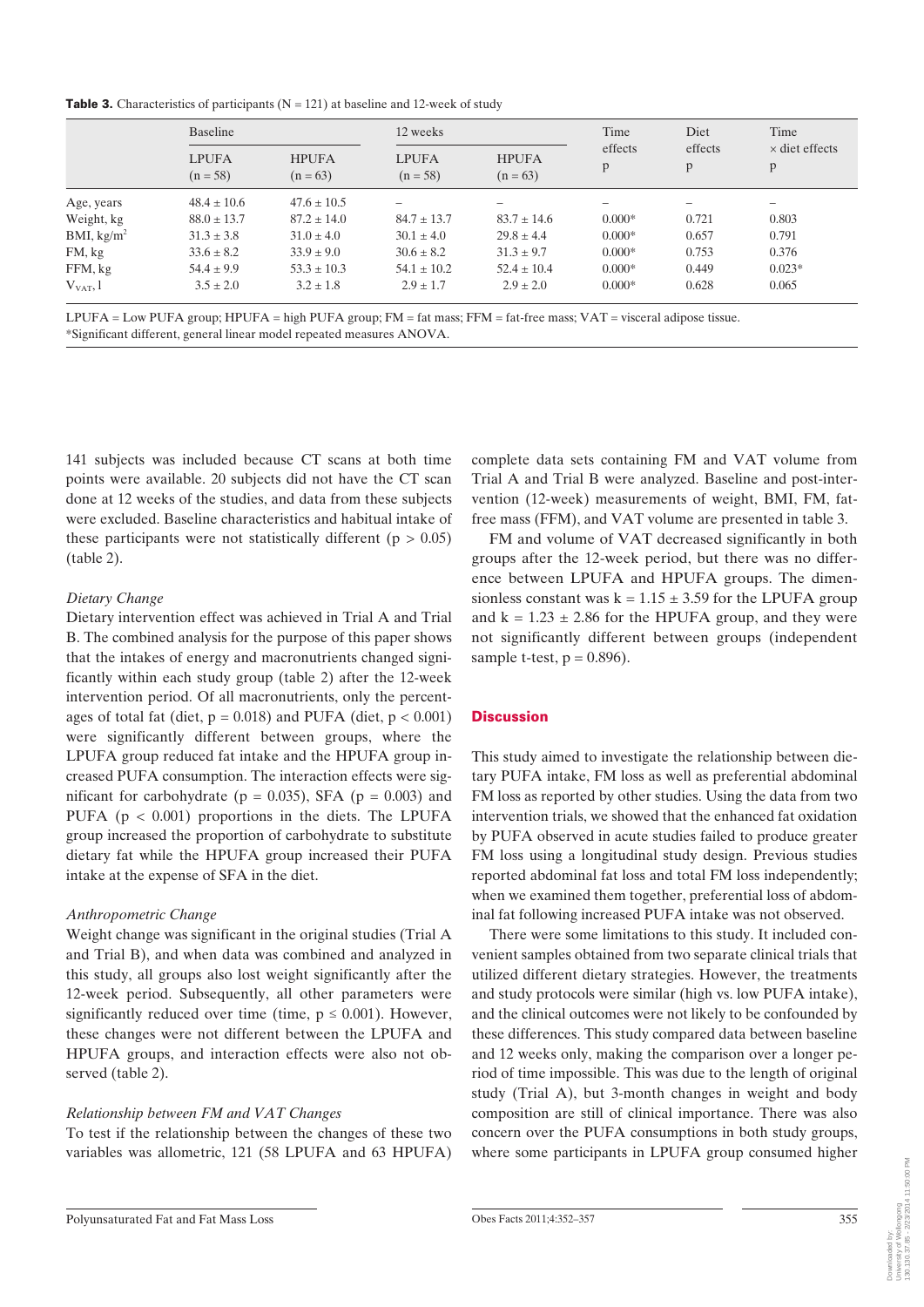**Table 3.** Characteristics of participants (N = 121) at baseline and 12-week of study

| | Baseline | | 12 weeks | | Time effects | Diet effects | Time × diet effects |
|---|---|---|---|---|---|---|---|
| | LPUFA (n = 58) | HPUFA (n = 63) | LPUFA (n = 58) | HPUFA (n = 63) | p | p | p |
| Age, years | 48.4 ± 10.6 | 47.6 ± 10.5 | – | – | – | – | – |
| Weight, kg | 88.0 ± 13.7 | 87.2 ± 14.0 | 84.7 ± 13.7 | 83.7 ± 14.6 | 0.000* | 0.721 | 0.803 |
| BMI, kg/m$^2$ | 31.3 ± 3.8 | 31.0 ± 4.0 | 30.1 ± 4.0 | 29.8 ± 4.4 | 0.000* | 0.657 | 0.791 |
| FM, kg | 33.6 ± 8.2 | 33.9 ± 9.0 | 30.6 ± 8.2 | 31.3 ± 9.7 | 0.000* | 0.753 | 0.376 |
| FFM, kg | 54.4 ± 9.9 | 53.3 ± 10.3 | 54.1 ± 10.2 | 52.4 ± 10.4 | 0.000* | 0.449 | 0.023* |
| $V_{VAT}$, l | 3.5 ± 2.0 | 3.2 ± 1.8 | 2.9 ± 1.7 | 2.9 ± 2.0 | 0.000* | 0.628 | 0.065 |

LPUFA = Low PUFA group; HPUFA = high PUFA group; FM = fat mass; FFM = fat-free mass; VAT = visceral adipose tissue.
*Significant different, general linear model repeated measures ANOVA.

141 subjects was included because CT scans at both time points were available. 20 subjects did not have the CT scan done at 12 weeks of the studies, and data from these subjects were excluded. Baseline characteristics and habitual intake of these participants were not statistically different ($p > 0.05$) (table 2).

*Dietary Change*

Dietary intervention effect was achieved in Trial A and Trial B. The combined analysis for the purpose of this paper shows that the intakes of energy and macronutrients changed significantly within each study group (table 2) after the 12-week intervention period. Of all macronutrients, only the percentages of total fat (diet, $p = 0.018$) and PUFA (diet, $p < 0.001$) were significantly different between groups, where the LPUFA group reduced fat intake and the HPUFA group increased PUFA consumption. The interaction effects were significant for carbohydrate ($p = 0.035$), SFA ($p = 0.003$) and PUFA ($p < 0.001$) proportions in the diets. The LPUFA group increased the proportion of carbohydrate to substitute dietary fat while the HPUFA group increased their PUFA intake at the expense of SFA in the diet.

*Anthropometric Change*

Weight change was significant in the original studies (Trial A and Trial B), and when data was combined and analyzed in this study, all groups also lost weight significantly after the 12-week period. Subsequently, all other parameters were significantly reduced over time (time, $p \leq 0.001$). However, these changes were not different between the LPUFA and HPUFA groups, and interaction effects were also not observed (table 2).

*Relationship between FM and VAT Changes*

To test if the relationship between the changes of these two variables was allometric, 121 (58 LPUFA and 63 HPUFA) complete data sets containing FM and VAT volume from Trial A and Trial B were analyzed. Baseline and post-intervention (12-week) measurements of weight, BMI, FM, fat-free mass (FFM), and VAT volume are presented in table 3.

FM and volume of VAT decreased significantly in both groups after the 12-week period, but there was no difference between LPUFA and HPUFA groups. The dimensionless constant was $k = 1.15 \pm 3.59$ for the LPUFA group and $k = 1.23 \pm 2.86$ for the HPUFA group, and they were not significantly different between groups (independent sample t-test, $p = 0.896$).

## Discussion

This study aimed to investigate the relationship between dietary PUFA intake, FM loss as well as preferential abdominal FM loss as reported by other studies. Using the data from two intervention trials, we showed that the enhanced fat oxidation by PUFA observed in acute studies failed to produce greater FM loss using a longitudinal study design. Previous studies reported abdominal fat loss and total FM loss independently; when we examined them together, preferential loss of abdominal fat following increased PUFA intake was not observed.

There were some limitations to this study. It included convenient samples obtained from two separate clinical trials that utilized different dietary strategies. However, the treatments and study protocols were similar (high vs. low PUFA intake), and the clinical outcomes were not likely to be confounded by these differences. This study compared data between baseline and 12 weeks only, making the comparison over a longer period of time impossible. This was due to the length of original study (Trial A), but 3-month changes in weight and body composition are still of clinical importance. There was also concern over the PUFA consumptions in both study groups, where some participants in LPUFA group consumed higher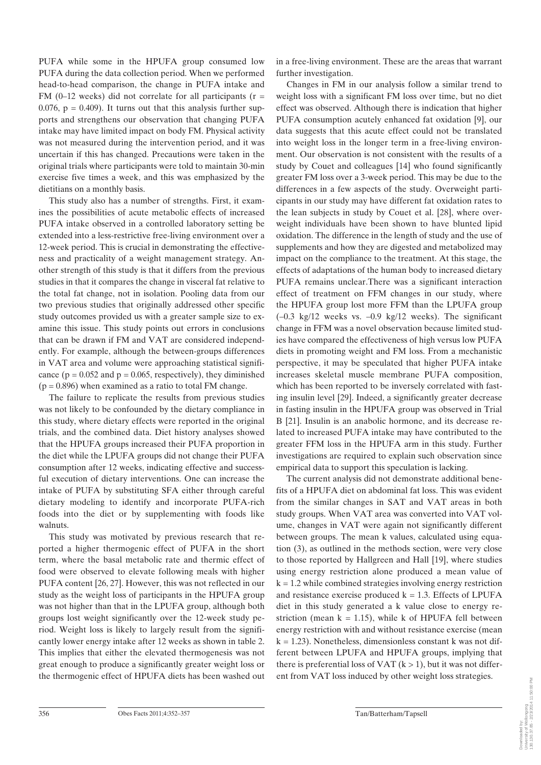PUFA while some in the HPUFA group consumed low PUFA during the data collection period. When we performed head-to-head comparison, the change in PUFA intake and FM (0–12 weeks) did not correlate for all participants ($r = 0.076$, $p = 0.409$). It turns out that this analysis further supports and strengthens our observation that changing PUFA intake may have limited impact on body FM. Physical activity was not measured during the intervention period, and it was uncertain if this has changed. Precautions were taken in the original trials where participants were told to maintain 30-min exercise five times a week, and this was emphasized by the dietitians on a monthly basis.

This study also has a number of strengths. First, it examines the possibilities of acute metabolic effects of increased PUFA intake observed in a controlled laboratory setting be extended into a less-restrictive free-living environment over a 12-week period. This is crucial in demonstrating the effectiveness and practicality of a weight management strategy. Another strength of this study is that it differs from the previous studies in that it compares the change in visceral fat relative to the total fat change, not in isolation. Pooling data from our two previous studies that originally addressed other specific study outcomes provided us with a greater sample size to examine this issue. This study points out errors in conclusions that can be drawn if FM and VAT are considered independently. For example, although the between-groups differences in VAT area and volume were approaching statistical significance ($p = 0.052$ and $p = 0.065$, respectively), they diminished ($p = 0.896$) when examined as a ratio to total FM change.

The failure to replicate the results from previous studies was not likely to be confounded by the dietary compliance in this study, where dietary effects were reported in the original trials, and the combined data. Diet history analyses showed that the HPUFA groups increased their PUFA proportion in the diet while the LPUFA groups did not change their PUFA consumption after 12 weeks, indicating effective and successful execution of dietary interventions. One can increase the intake of PUFA by substituting SFA either through careful dietary modeling to identify and incorporate PUFA-rich foods into the diet or by supplementing with foods like walnuts.

This study was motivated by previous research that reported a higher thermogenic effect of PUFA in the short term, where the basal metabolic rate and thermic effect of food were observed to elevate following meals with higher PUFA content [26, 27]. However, this was not reflected in our study as the weight loss of participants in the HPUFA group was not higher than that in the LPUFA group, although both groups lost weight significantly over the 12-week study period. Weight loss is likely to largely result from the significantly lower energy intake after 12 weeks as shown in table 2. This implies that either the elevated thermogenesis was not great enough to produce a significantly greater weight loss or the thermogenic effect of HPUFA diets has been washed out in a free-living environment. These are the areas that warrant further investigation.

Changes in FM in our analysis follow a similar trend to weight loss with a significant FM loss over time, but no diet effect was observed. Although there is indication that higher PUFA consumption acutely enhanced fat oxidation [9], our data suggests that this acute effect could not be translated into weight loss in the longer term in a free-living environment. Our observation is not consistent with the results of a study by Couet and colleagues [14] who found significantly greater FM loss over a 3-week period. This may be due to the differences in a few aspects of the study. Overweight participants in our study may have different fat oxidation rates to the lean subjects in study by Couet et al. [28], where overweight individuals have been shown to have blunted lipid oxidation. The difference in the length of study and the use of supplements and how they are digested and metabolized may impact on the compliance to the treatment. At this stage, the effects of adaptations of the human body to increased dietary PUFA remains unclear.There was a significant interaction effect of treatment on FFM changes in our study, where the HPUFA group lost more FFM than the LPUFA group (–0.3 kg/12 weeks vs. –0.9 kg/12 weeks). The significant change in FFM was a novel observation because limited studies have compared the effectiveness of high versus low PUFA diets in promoting weight and FM loss. From a mechanistic perspective, it may be speculated that higher PUFA intake increases skeletal muscle membrane PUFA composition, which has been reported to be inversely correlated with fasting insulin level [29]. Indeed, a significantly greater decrease in fasting insulin in the HPUFA group was observed in Trial B [21]. Insulin is an anabolic hormone, and its decrease related to increased PUFA intake may have contributed to the greater FFM loss in the HPUFA arm in this study. Further investigations are required to explain such observation since empirical data to support this speculation is lacking.

The current analysis did not demonstrate additional benefits of a HPUFA diet on abdominal fat loss. This was evident from the similar changes in SAT and VAT areas in both study groups. When VAT area was converted into VAT volume, changes in VAT were again not significantly different between groups. The mean k values, calculated using equation (3), as outlined in the methods section, were very close to those reported by Hallgreen and Hall [19], where studies using energy restriction alone produced a mean value of $k = 1.2$ while combined strategies involving energy restriction and resistance exercise produced $k = 1.3$. Effects of LPUFA diet in this study generated a k value close to energy restriction (mean $k = 1.15$), while k of HPUFA fell between energy restriction with and without resistance exercise (mean $k = 1.23$). Nonetheless, dimensionless constant k was not different between LPUFA and HPUFA groups, implying that there is preferential loss of VAT ($k > 1$), but it was not different from VAT loss induced by other weight loss strategies.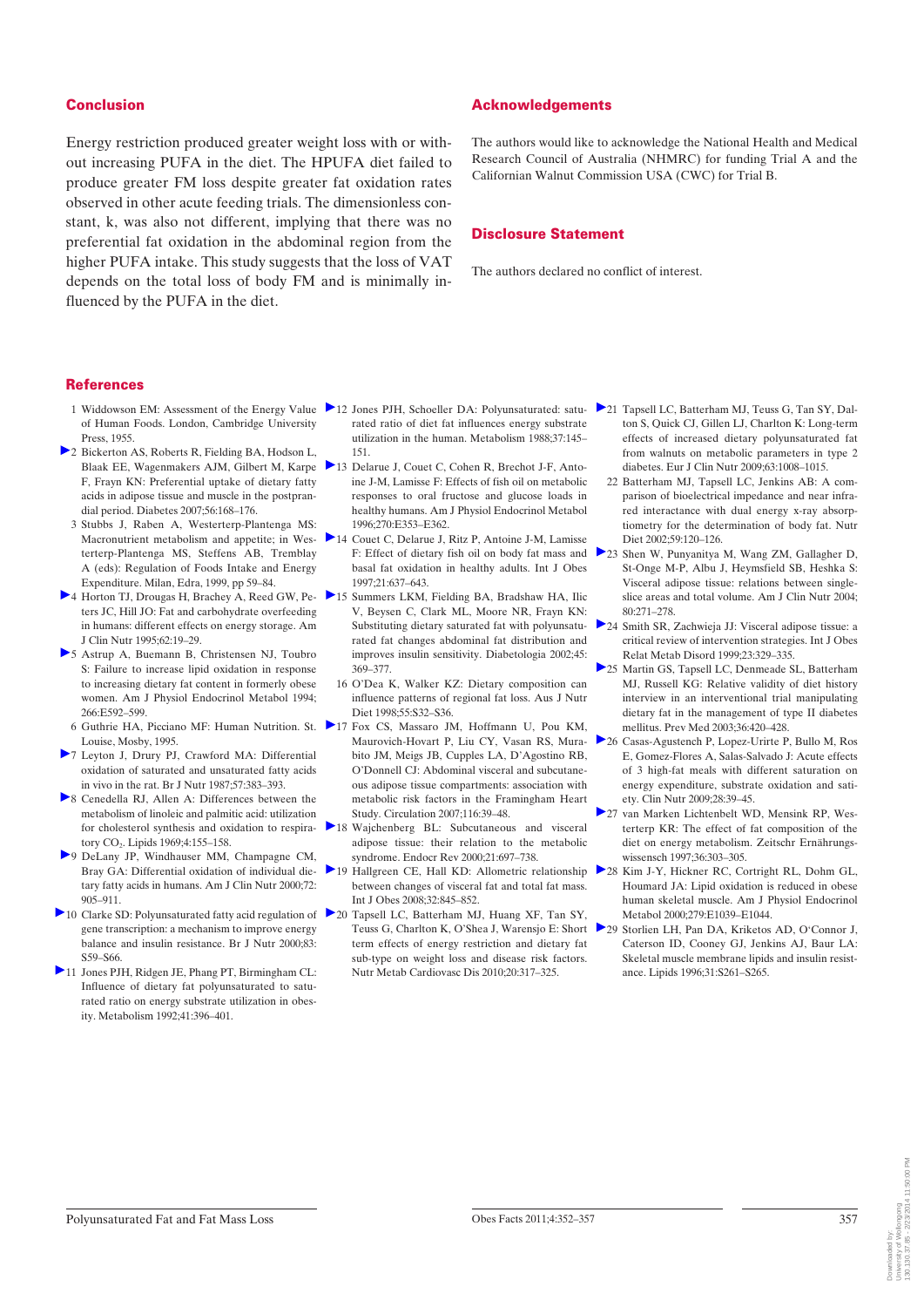## Conclusion

Energy restriction produced greater weight loss with or without increasing PUFA in the diet. The HPUFA diet failed to produce greater FM loss despite greater fat oxidation rates observed in other acute feeding trials. The dimensionless constant, k, was also not different, implying that there was no preferential fat oxidation in the abdominal region from the higher PUFA intake. This study suggests that the loss of VAT depends on the total loss of body FM and is minimally influenced by the PUFA in the diet.

## Acknowledgements

The authors would like to acknowledge the National Health and Medical Research Council of Australia (NHMRC) for funding Trial A and the Californian Walnut Commission USA (CWC) for Trial B.

## Disclosure Statement

The authors declared no conflict of interest.

## References

1. Widdowson EM: Assessment of the Energy Value of Human Foods. London, Cambridge University Press, 1955.
2. Bickerton AS, Roberts R, Fielding BA, Hodson L, Blaak EE, Wagenmakers AJM, Gilbert M, Karpe F, Frayn KN: Preferential uptake of dietary fatty acids in adipose tissue and muscle in the postprandial period. Diabetes 2007;56:168–176.
3. Stubbs J, Raben A, Westerterp-Plantenga MS: Macronutrient metabolism and appetite; in Westerterp-Plantenga MS, Steffens AB, Tremblay A (eds): Regulation of Foods Intake and Energy Expenditure. Milan, Edra, 1999, pp 59–84.
4. Horton TJ, Drougas H, Brachey A, Reed GW, Peters JC, Hill JO: Fat and carbohydrate overfeeding in humans: different effects on energy storage. Am J Clin Nutr 1995;62:19–29.
5. Astrup A, Buemann B, Christensen NJ, Toubro S: Failure to increase lipid oxidation in response to increasing dietary fat content in formerly obese women. Am J Physiol Endocrinol Metabol 1994; 266:E592–599.
6. Guthrie HA, Picciano MF: Human Nutrition. St. Louise, Mosby, 1995.
7. Leyton J, Drury PJ, Crawford MA: Differential oxidation of saturated and unsaturated fatty acids in vivo in the rat. Br J Nutr 1987;57:383–393.
8. Cenedella RJ, Allen A: Differences between the metabolism of linoleic and palmitic acid: utilization for cholesterol synthesis and oxidation to respiratory $CO_2$. Lipids 1969;4:155–158.
9. DeLany JP, Windhauser MM, Champagne CM, Bray GA: Differential oxidation of individual dietary fatty acids in humans. Am J Clin Nutr 2000;72: 905–911.
10. Clarke SD: Polyunsaturated fatty acid regulation of gene transcription: a mechanism to improve energy balance and insulin resistance. Br J Nutr 2000;83: S59–S66.
11. Jones PJH, Ridgen JE, Phang PT, Birmingham CL: Influence of dietary fat polyunsaturated to saturated ratio on energy substrate utilization in obesity. Metabolism 1992;41:396–401.
12. Jones PJH, Schoeller DA: Polyunsaturated: saturated ratio of diet fat influences energy substrate utilization in the human. Metabolism 1988;37:145–151.
13. Delarue J, Couet C, Cohen R, Brechot J-F, Antoine J-M, Lamisse F: Effects of fish oil on metabolic responses to oral fructose and glucose loads in healthy humans. Am J Physiol Endocrinol Metabol 1996;270:E353–E362.
14. Couet C, Delarue J, Ritz P, Antoine J-M, Lamisse F: Effect of dietary fish oil on body fat mass and basal fat oxidation in healthy adults. Int J Obes 1997;21:637–643.
15. Summers LKM, Fielding BA, Bradshaw HA, Ilic V, Beysen C, Clark ML, Moore NR, Frayn KN: Substituting dietary saturated fat with polyunsaturated fat changes abdominal fat distribution and improves insulin sensitivity. Diabetologia 2002;45: 369–377.
16. O'Dea K, Walker KZ: Dietary composition can influence patterns of regional fat loss. Aus J Nutr Diet 1998;55:S32–S36.
17. Fox CS, Massaro JM, Hoffmann U, Pou KM, Maurovich-Hovart P, Liu CY, Vasan RS, Murabito JM, Meigs JB, Cupples LA, D'Agostino RB, O'Donnell CJ: Abdominal visceral and subcutaneous adipose tissue compartments: association with metabolic risk factors in the Framingham Heart Study. Circulation 2007;116:39–48.
18. Wajchenberg BL: Subcutaneous and visceral adipose tissue: their relation to the metabolic syndrome. Endocr Rev 2000;21:697–738.
19. Hallgreen CE, Hall KD: Allometric relationship between changes of visceral fat and total fat mass. Int J Obes 2008;32:845–852.
20. Tapsell LC, Batterham MJ, Huang XF, Tan SY, Teuss G, Charlton K, O'Shea J, Warensjo E: Short term effects of energy restriction and dietary fat sub-type on weight loss and disease risk factors. Nutr Metab Cardiovasc Dis 2010;20:317–325.
21. Tapsell LC, Batterham MJ, Teuss G, Tan SY, Dalton S, Quick CJ, Gillen LJ, Charlton K: Long-term effects of increased dietary polyunsaturated fat from walnuts on metabolic parameters in type 2 diabetes. Eur J Clin Nutr 2009;63:1008–1015.
22. Batterham MJ, Tapsell LC, Jenkins AB: A comparison of bioelectrical impedance and near infrared interactance with dual energy x-ray absorptiometry for the determination of body fat. Nutr Diet 2002;59:120–126.
23. Shen W, Punyanitya M, Wang ZM, Gallagher D, St-Onge M-P, Albu J, Heymsfield SB, Heshka S: Visceral adipose tissue: relations between single-slice areas and total volume. Am J Clin Nutr 2004; 80:271–278.
24. Smith SR, Zachwieja JJ: Visceral adipose tissue: a critical review of intervention strategies. Int J Obes Relat Metab Disord 1999;23:329–335.
25. Martin GS, Tapsell LC, Denmeade SL, Batterham MJ, Russell KG: Relative validity of diet history interview in an interventional trial manipulating dietary fat in the management of type II diabetes mellitus. Prev Med 2003;36:420–428.
26. Casas-Agustench P, Lopez-Urirte P, Bullo M, Ros E, Gomez-Flores A, Salas-Salvado J: Acute effects of 3 high-fat meals with different saturation on energy expenditure, substrate oxidation and satiety. Clin Nutr 2009;28:39–45.
27. van Marken Lichtenbelt WD, Mensink RP, Westerterp KR: The effect of fat composition of the diet on energy metabolism. Zeitschr Ernährungswissensch 1997;36:303–305.
28. Kim J-Y, Hickner RC, Cortright RL, Dohm GL, Houmard JA: Lipid oxidation is reduced in obese human skeletal muscle. Am J Physiol Endocrinol Metabol 2000;279:E1039–E1044.
29. Storlien LH, Pan DA, Kriketos AD, O'Connor J, Caterson ID, Cooney GJ, Jenkins AJ, Baur LA: Skeletal muscle membrane lipids and insulin resistance. Lipids 1996;31:S261–S265.